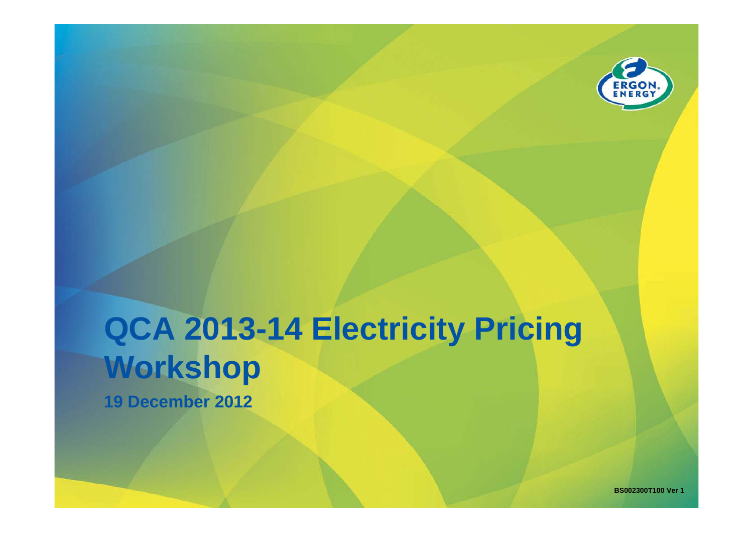# QCA 2013-14 Electricity Pricing Workshop

**19 December 2012**

BS002300T100 Ver 1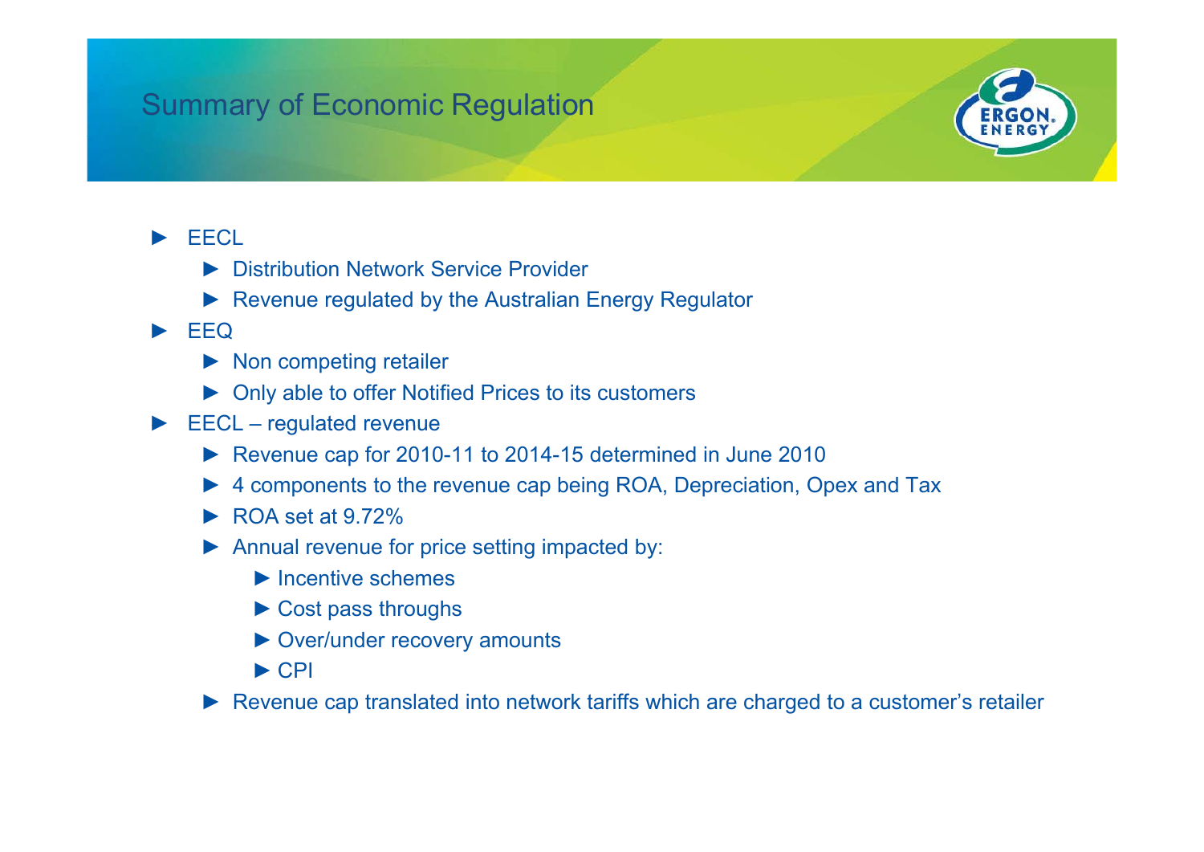# Summary of Economic Regulation

- EECL
  - Distribution Network Service Provider
  - Revenue regulated by the Australian Energy Regulator
- EEQ
  - Non competing retailer
  - Only able to offer Notified Prices to its customers
- EECL – regulated revenue
  - Revenue cap for 2010-11 to 2014-15 determined in June 2010
  - 4 components to the revenue cap being ROA, Depreciation, Opex and Tax
  - ROA set at 9.72%
  - Annual revenue for price setting impacted by:
    - Incentive schemes
    - Cost pass throughs
    - Over/under recovery amounts
    - CPI
  - Revenue cap translated into network tariffs which are charged to a customer's retailer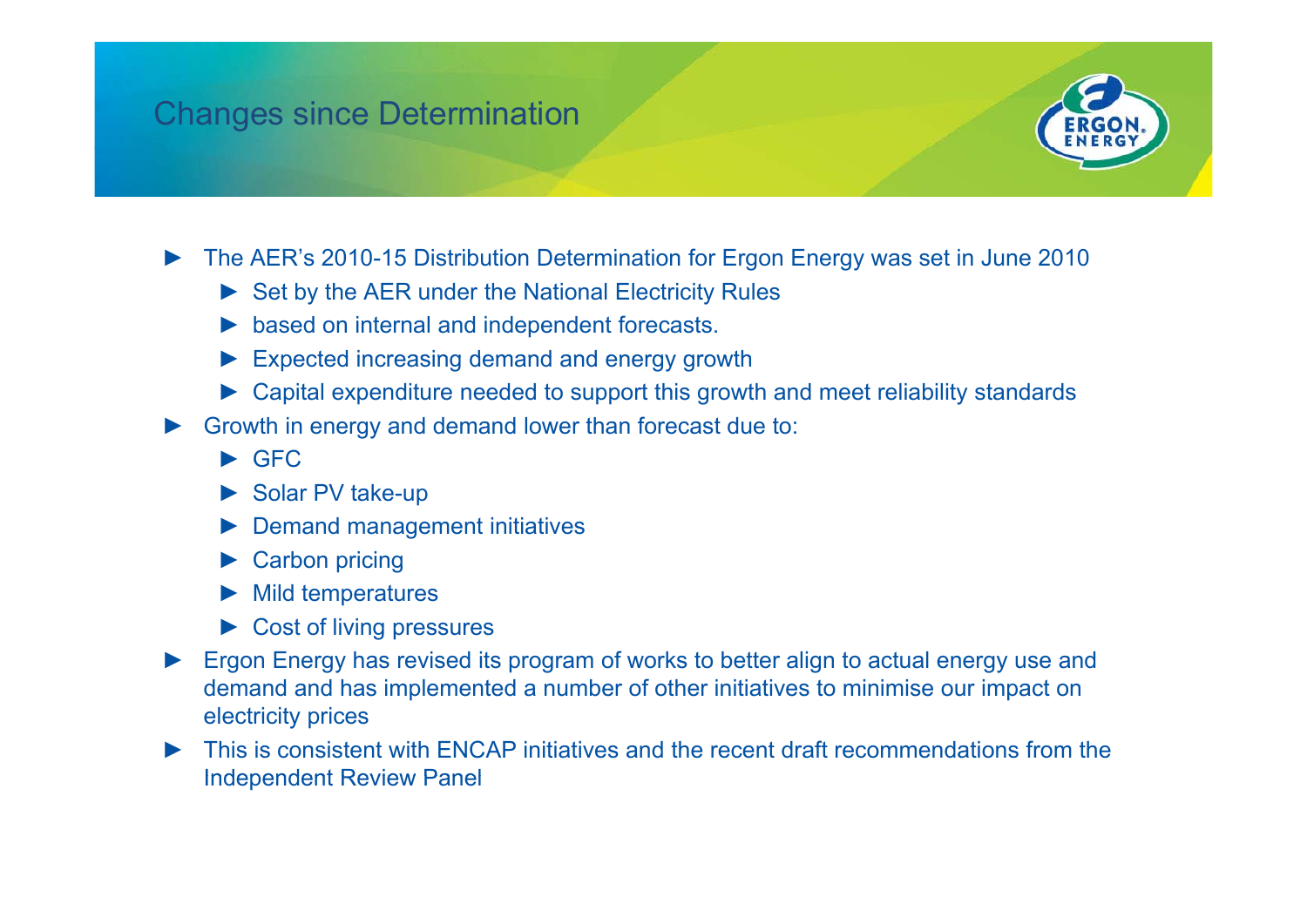# Changes since Determination

- The AER's 2010-15 Distribution Determination for Ergon Energy was set in June 2010
  - Set by the AER under the National Electricity Rules
  - based on internal and independent forecasts.
  - Expected increasing demand and energy growth
  - Capital expenditure needed to support this growth and meet reliability standards
- Growth in energy and demand lower than forecast due to:
  - GFC
  - Solar PV take-up
  - Demand management initiatives
  - Carbon pricing
  - Mild temperatures
  - Cost of living pressures
- Ergon Energy has revised its program of works to better align to actual energy use and demand and has implemented a number of other initiatives to minimise our impact on electricity prices
- This is consistent with ENCAP initiatives and the recent draft recommendations from the Independent Review Panel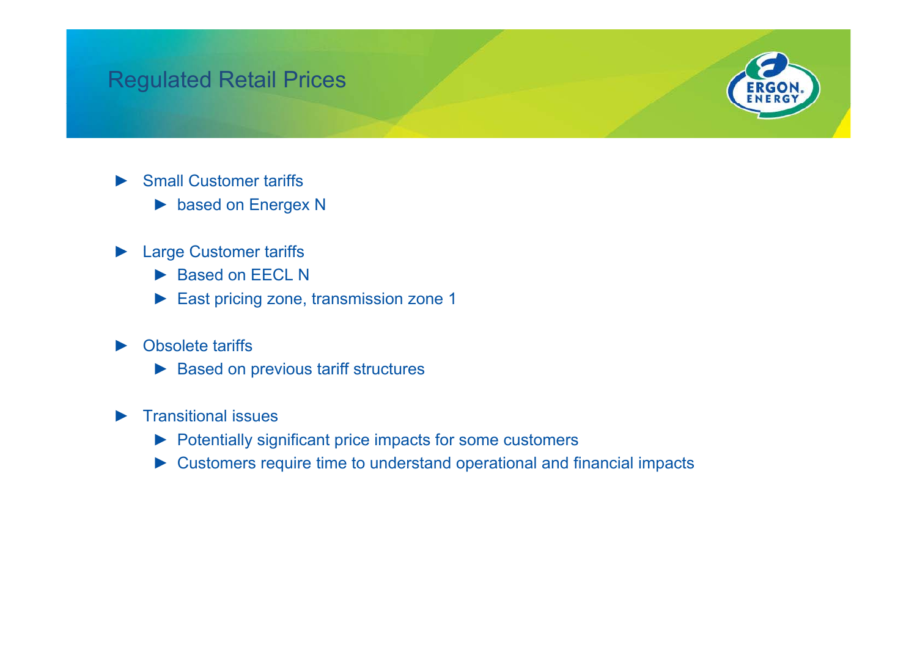# Regulated Retail Prices

- Small Customer tariffs
  - based on Energex N
- Large Customer tariffs
  - Based on EECL N
  - East pricing zone, transmission zone 1
- Obsolete tariffs
  - Based on previous tariff structures
- Transitional issues
  - Potentially significant price impacts for some customers
  - Customers require time to understand operational and financial impacts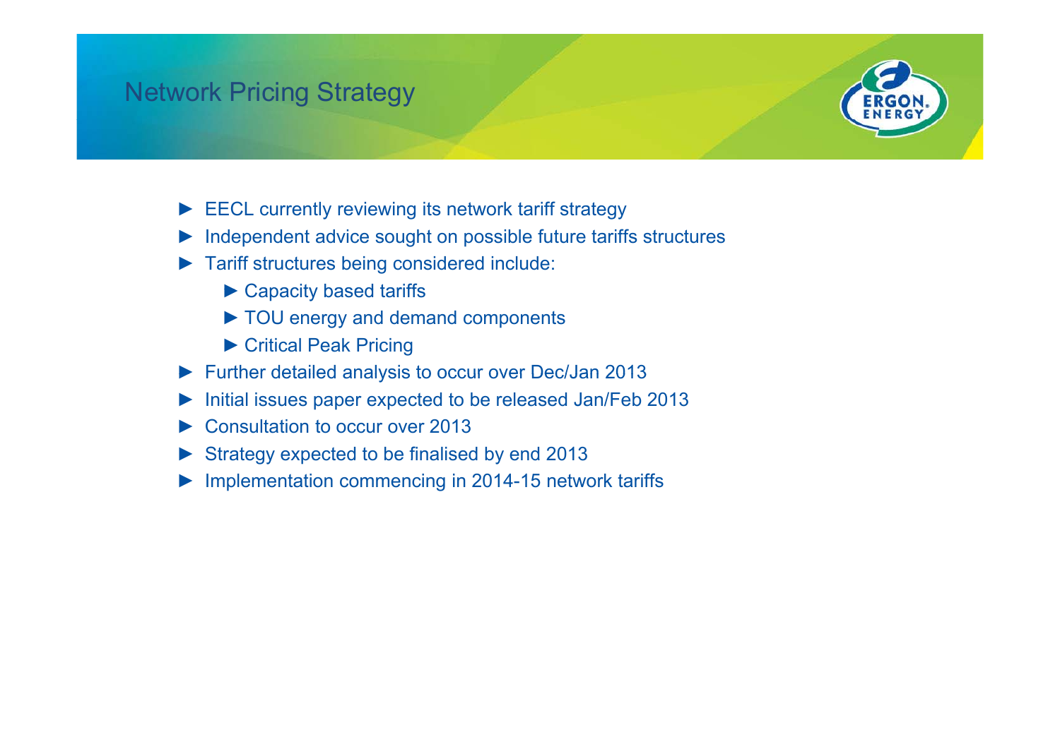# Network Pricing Strategy

- EECL currently reviewing its network tariff strategy
- Independent advice sought on possible future tariffs structures
- Tariff structures being considered include:
  - Capacity based tariffs
  - TOU energy and demand components
  - Critical Peak Pricing
- Further detailed analysis to occur over Dec/Jan 2013
- Initial issues paper expected to be released Jan/Feb 2013
- Consultation to occur over 2013
- Strategy expected to be finalised by end 2013
- Implementation commencing in 2014-15 network tariffs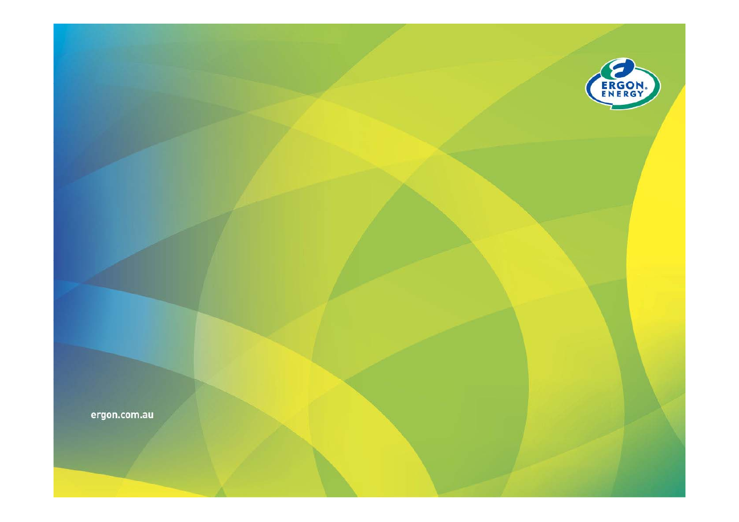ERGON ENERGY

ergon.com.au